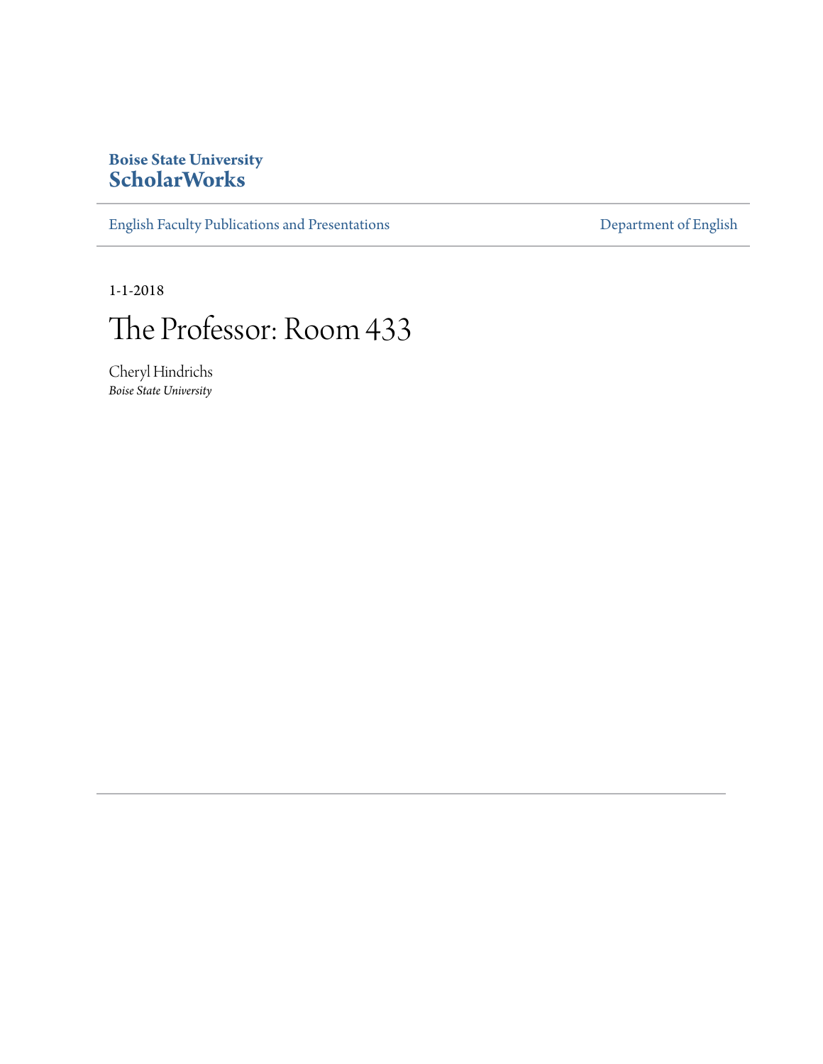**Boise State University**
**ScholarWorks**

English Faculty Publications and Presentations

Department of English

1-1-2018

# The Professor: Room 433

Cheryl Hindrichs
*Boise State University*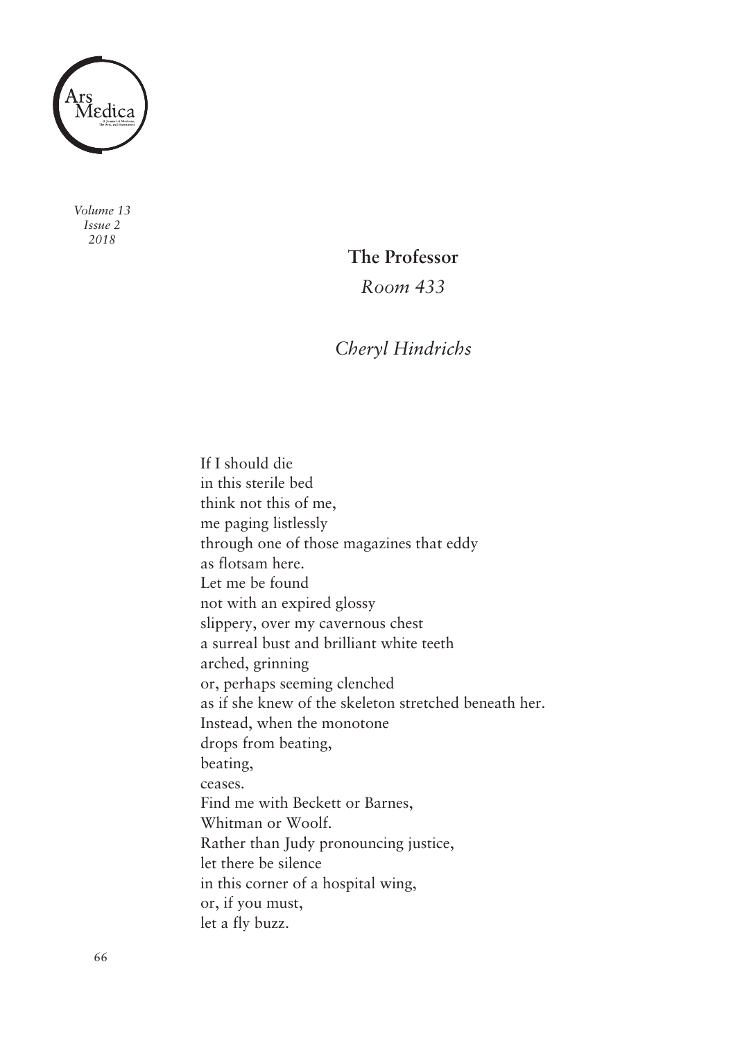## The Professor

*Room 433*

*Cheryl Hindrichs*

If I should die  
in this sterile bed  
think not this of me,  
me paging listlessly  
through one of those magazines that eddy  
as flotsam here.  
Let me be found  
not with an expired glossy  
slippery, over my cavernous chest  
a surreal bust and brilliant white teeth  
arched, grinning  
or, perhaps seeming clenched  
as if she knew of the skeleton stretched beneath her.  
Instead, when the monotone  
drops from beating,  
beating,  
ceases.  
Find me with Beckett or Barnes,  
Whitman or Woolf.  
Rather than Judy pronouncing justice,  
let there be silence  
in this corner of a hospital wing,  
or, if you must,  
let a fly buzz.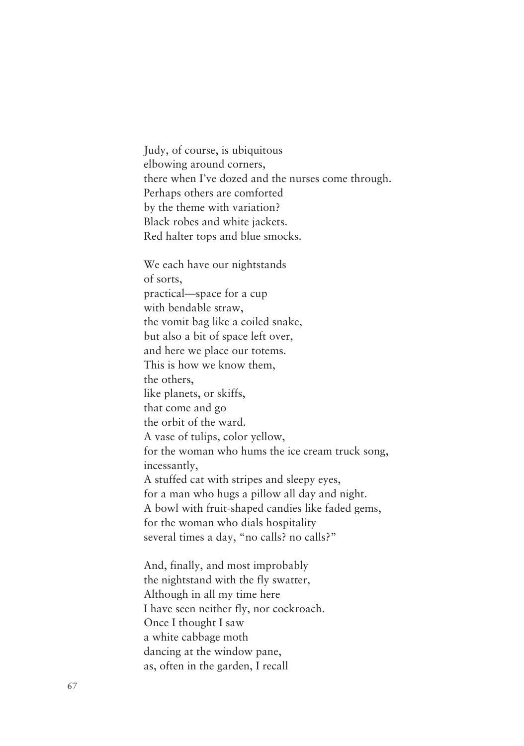Judy, of course, is ubiquitous  
elbowing around corners,  
there when I've dozed and the nurses come through.  
Perhaps others are comforted  
by the theme with variation?  
Black robes and white jackets.  
Red halter tops and blue smocks.

We each have our nightstands  
of sorts,  
practical—space for a cup  
with bendable straw,  
the vomit bag like a coiled snake,  
but also a bit of space left over,  
and here we place our totems.  
This is how we know them,  
the others,  
like planets, or skiffs,  
that come and go  
the orbit of the ward.  
A vase of tulips, color yellow,  
for the woman who hums the ice cream truck song,  
incessantly,  
A stuffed cat with stripes and sleepy eyes,  
for a man who hugs a pillow all day and night.  
A bowl with fruit-shaped candies like faded gems,  
for the woman who dials hospitality  
several times a day, "no calls? no calls?"

And, finally, and most improbably  
the nightstand with the fly swatter,  
Although in all my time here  
I have seen neither fly, nor cockroach.  
Once I thought I saw  
a white cabbage moth  
dancing at the window pane,  
as, often in the garden, I recall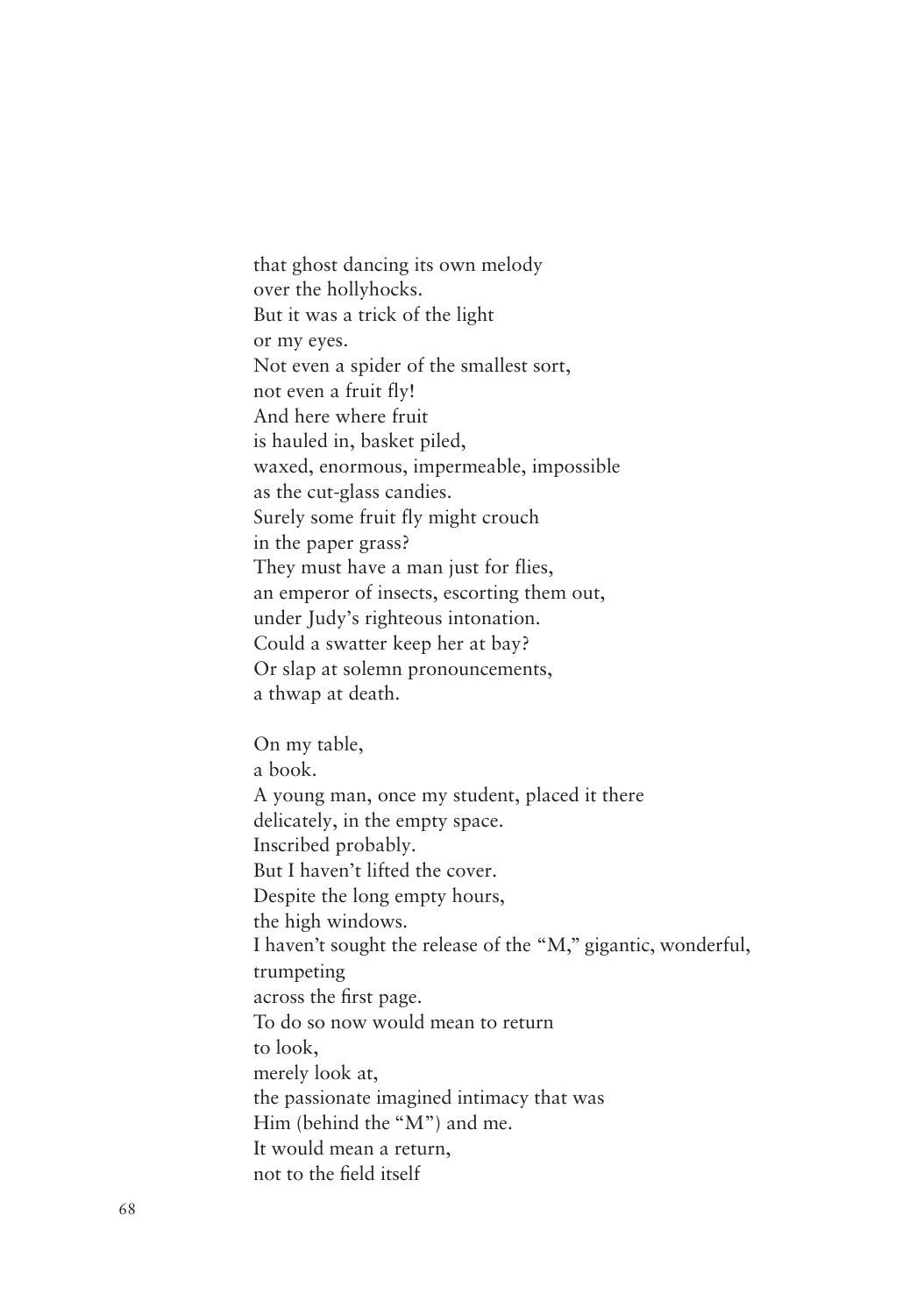that ghost dancing its own melody
over the hollyhocks.
But it was a trick of the light
or my eyes.
Not even a spider of the smallest sort,
not even a fruit fly!
And here where fruit
is hauled in, basket piled,
waxed, enormous, impermeable, impossible
as the cut-glass candies.
Surely some fruit fly might crouch
in the paper grass?
They must have a man just for flies,
an emperor of insects, escorting them out,
under Judy's righteous intonation.
Could a swatter keep her at bay?
Or slap at solemn pronouncements,
a thwap at death.

On my table,
a book.
A young man, once my student, placed it there
delicately, in the empty space.
Inscribed probably.
But I haven't lifted the cover.
Despite the long empty hours,
the high windows.
I haven't sought the release of the "M," gigantic, wonderful,
trumpeting
across the first page.
To do so now would mean to return
to look,
merely look at,
the passionate imagined intimacy that was
Him (behind the "M") and me.
It would mean a return,
not to the field itself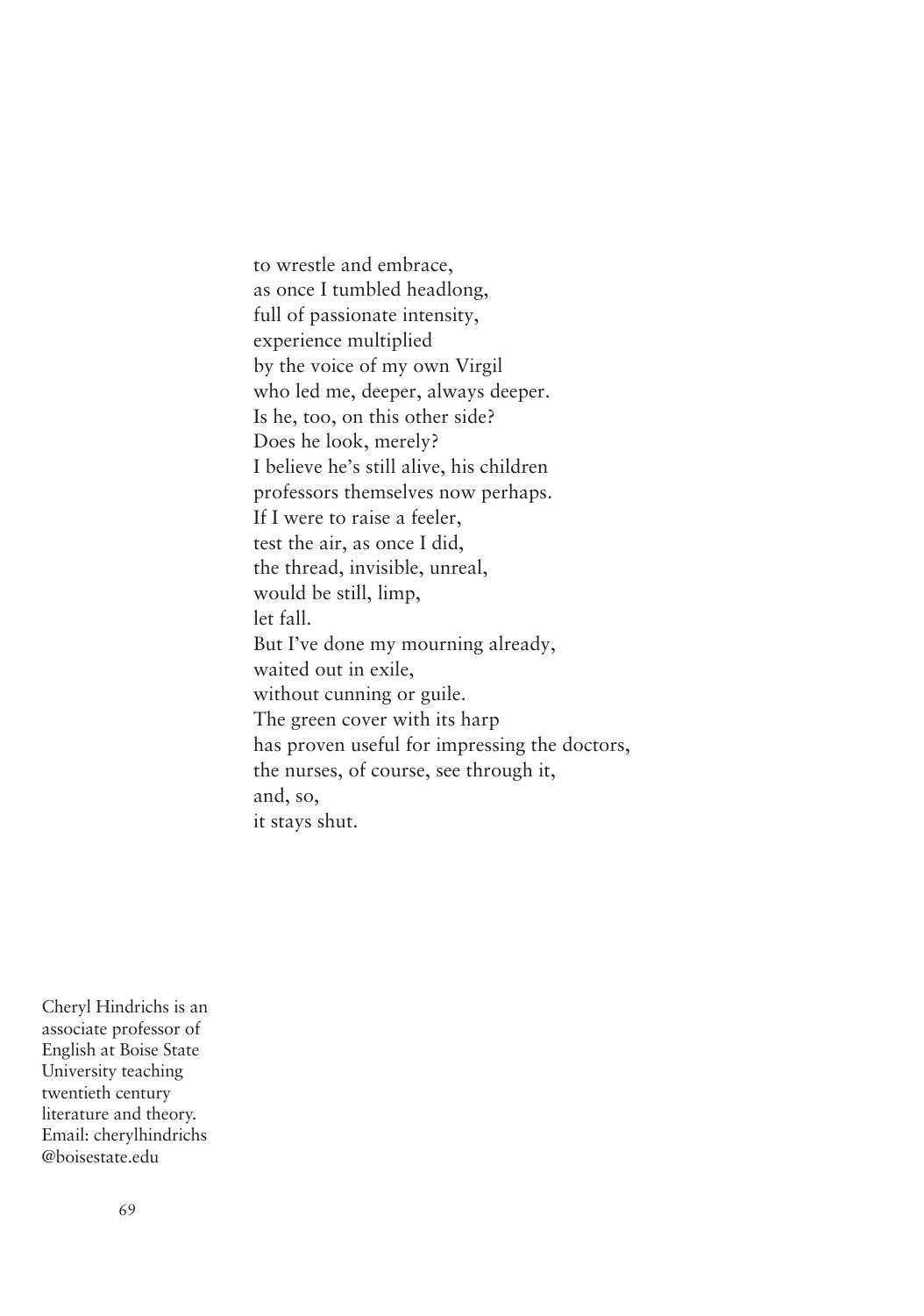to wrestle and embrace,  
as once I tumbled headlong,  
full of passionate intensity,  
experience multiplied  
by the voice of my own Virgil  
who led me, deeper, always deeper.  
Is he, too, on this other side?  
Does he look, merely?  
I believe he's still alive, his children  
professors themselves now perhaps.  
If I were to raise a feeler,  
test the air, as once I did,  
the thread, invisible, unreal,  
would be still, limp,  
let fall.  
But I've done my mourning already,  
waited out in exile,  
without cunning or guile.  
The green cover with its harp  
has proven useful for impressing the doctors,  
the nurses, of course, see through it,  
and, so,  
it stays shut.

Cheryl Hindrichs is an associate professor of English at Boise State University teaching twentieth century literature and theory. Email: cherylhindrichs@boisestate.edu